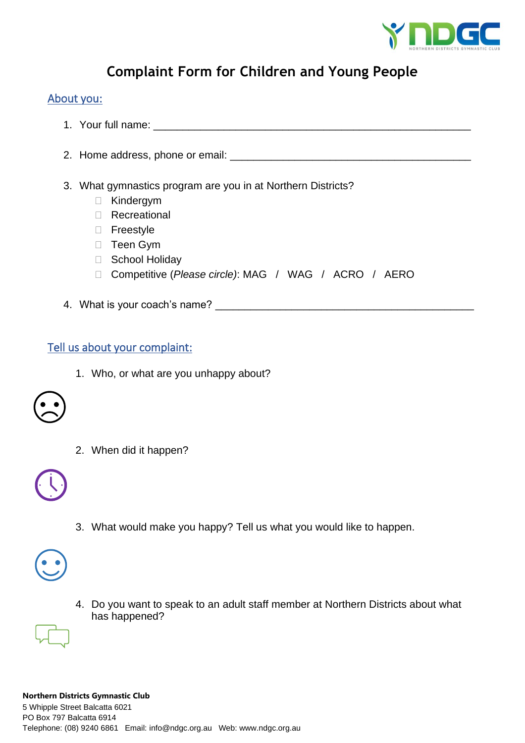# Complaint Form for Children and Young People

## About you:

1. Your full name: ______________________________________________________

2. Home address, phone or email: ________________________________________

3. What gymnastics program are you in at Northern Districts?
   - ☐ Kindergym
   - ☐ Recreational
   - ☐ Freestyle
   - ☐ Teen Gym
   - ☐ School Holiday
   - ☐ Competitive (*Please circle*): MAG / WAG / ACRO / AERO

4. What is your coach's name? ____________________________________________

## Tell us about your complaint:

1. Who, or what are you unhappy about?

2. When did it happen?

3. What would make you happy? Tell us what you would like to happen.

4. Do you want to speak to an adult staff member at Northern Districts about what has happened?

**Northern Districts Gymnastic Club**
5 Whipple Street Balcatta 6021
PO Box 797 Balcatta 6914
Telephone: (08) 9240 6861 Email: info@ndgc.org.au Web: www.ndgc.org.au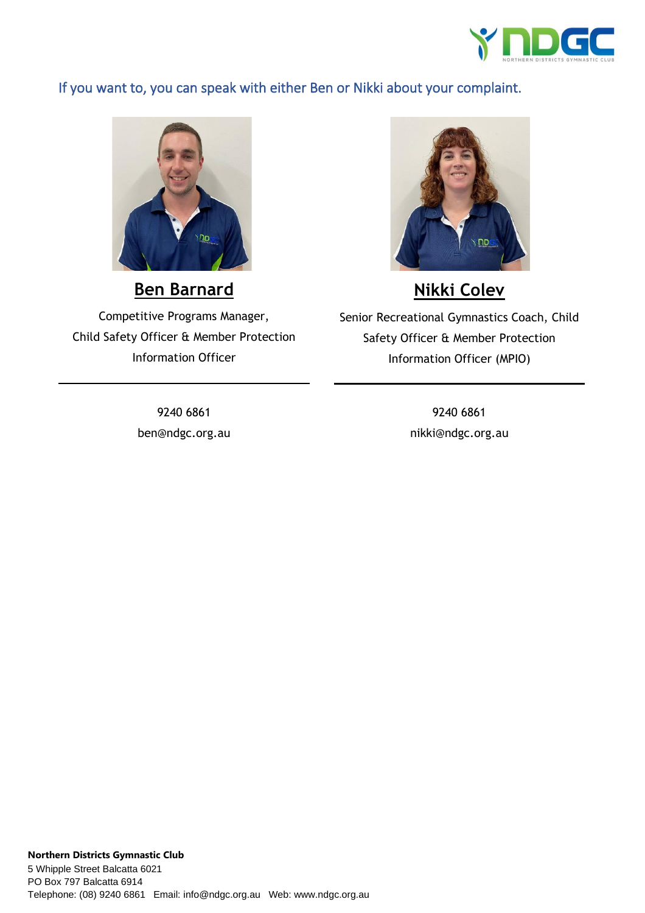If you want to, you can speak with either Ben or Nikki about your complaint.

## Ben Barnard

Competitive Programs Manager, Child Safety Officer & Member Protection Information Officer

9240 6861
ben@ndgc.org.au

## Nikki Colev

Senior Recreational Gymnastics Coach, Child Safety Officer & Member Protection Information Officer (MPIO)

9240 6861
nikki@ndgc.org.au

**Northern Districts Gymnastic Club**
5 Whipple Street Balcatta 6021
PO Box 797 Balcatta 6914
Telephone: (08) 9240 6861 Email: info@ndgc.org.au Web: www.ndgc.org.au